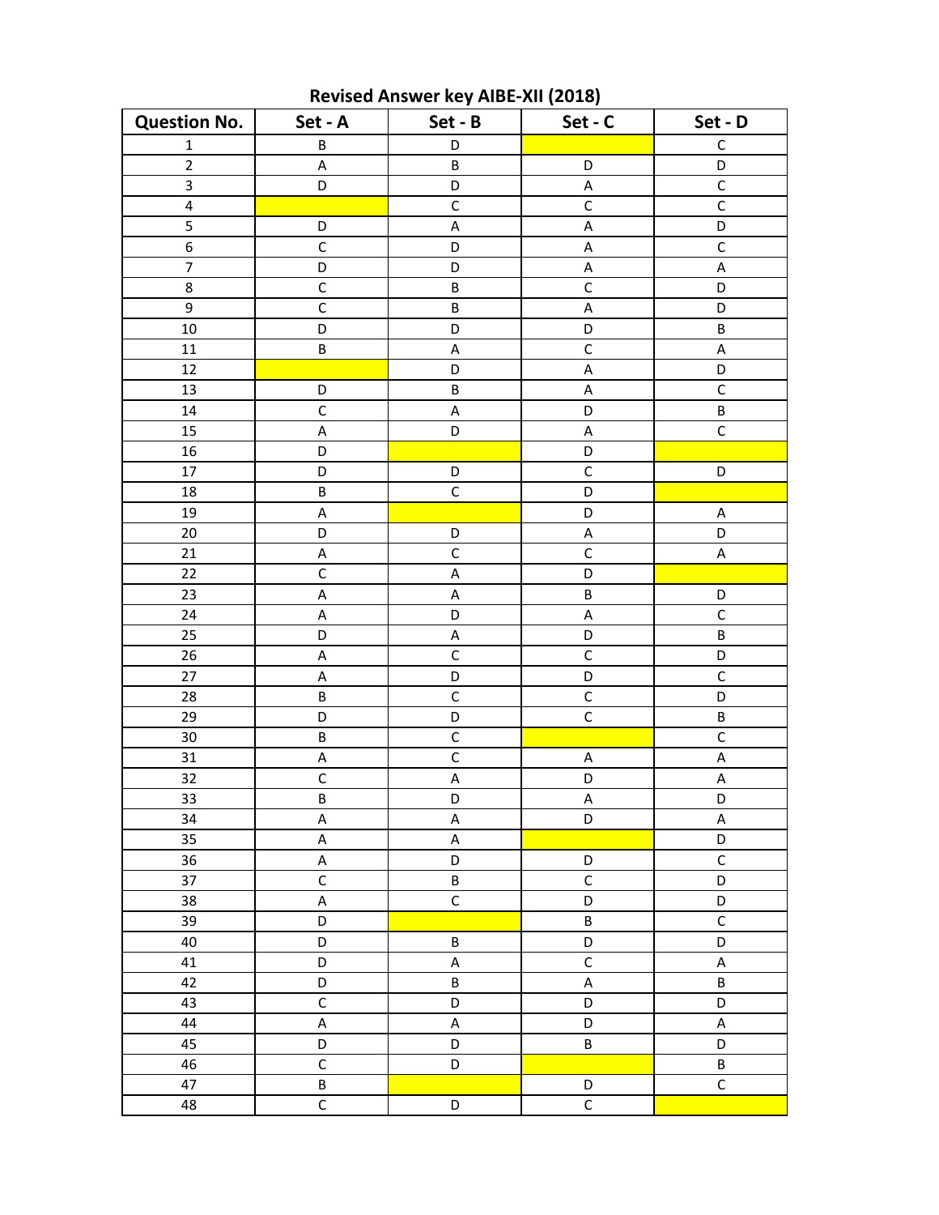# Revised Answer key AIBE-XII (2018)

| Question No. | Set - A | Set - B | Set - C | Set - D |
|---|---|---|---|---|
| 1 | B | D | | C |
| 2 | A | B | D | D |
| 3 | D | D | A | C |
| 4 | | C | C | C |
| 5 | D | A | A | D |
| 6 | C | D | A | C |
| 7 | D | D | A | A |
| 8 | C | B | C | D |
| 9 | C | B | A | D |
| 10 | D | D | D | B |
| 11 | B | A | C | A |
| 12 | | D | A | D |
| 13 | D | B | A | C |
| 14 | C | A | D | B |
| 15 | A | D | A | C |
| 16 | D | | D | |
| 17 | D | D | C | D |
| 18 | B | C | D | |
| 19 | A | | D | A |
| 20 | D | D | A | D |
| 21 | A | C | C | A |
| 22 | C | A | D | |
| 23 | A | A | B | D |
| 24 | A | D | A | C |
| 25 | D | A | D | B |
| 26 | A | C | C | D |
| 27 | A | D | D | C |
| 28 | B | C | C | D |
| 29 | D | D | C | B |
| 30 | B | C | | C |
| 31 | A | C | A | A |
| 32 | C | A | D | A |
| 33 | B | D | A | D |
| 34 | A | A | D | A |
| 35 | A | A | | D |
| 36 | A | D | D | C |
| 37 | C | B | C | D |
| 38 | A | C | D | D |
| 39 | D | | B | C |
| 40 | D | B | D | D |
| 41 | D | A | C | A |
| 42 | D | B | A | B |
| 43 | C | D | D | D |
| 44 | A | A | D | A |
| 45 | D | D | B | D |
| 46 | C | D | | B |
| 47 | B | | D | C |
| 48 | C | D | C | |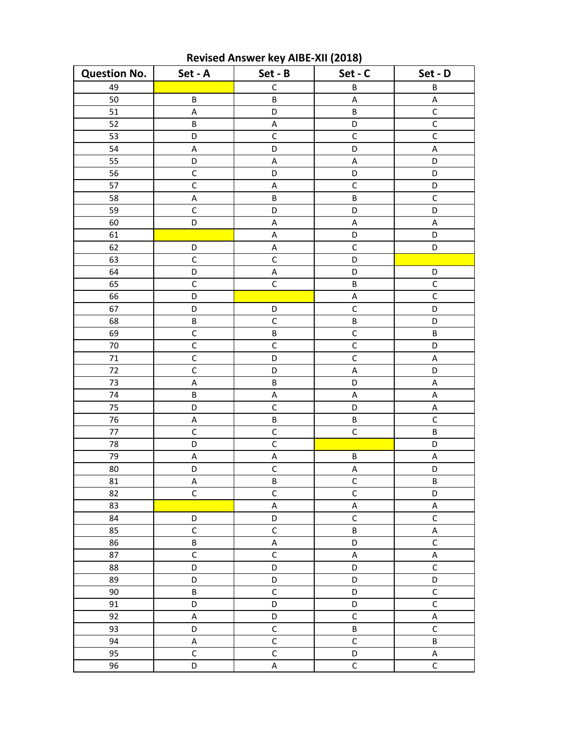# Revised Answer key AIBE-XII (2018)

| Question No. | Set - A | Set - B | Set - C | Set - D |
|---|---|---|---|---|
| 49 | | C | B | B |
| 50 | B | B | A | A |
| 51 | A | D | B | C |
| 52 | B | A | D | C |
| 53 | D | C | C | C |
| 54 | A | D | D | A |
| 55 | D | A | A | D |
| 56 | C | D | D | D |
| 57 | C | A | C | D |
| 58 | A | B | B | C |
| 59 | C | D | D | D |
| 60 | D | A | A | A |
| 61 | | A | D | D |
| 62 | D | A | C | D |
| 63 | C | C | D | |
| 64 | D | A | D | D |
| 65 | C | C | B | C |
| 66 | D | | A | C |
| 67 | D | D | C | D |
| 68 | B | C | B | D |
| 69 | C | B | C | B |
| 70 | C | C | C | D |
| 71 | C | D | C | A |
| 72 | C | D | A | D |
| 73 | A | B | D | A |
| 74 | B | A | A | A |
| 75 | D | C | D | A |
| 76 | A | B | B | C |
| 77 | C | C | C | B |
| 78 | D | C | | D |
| 79 | A | A | B | A |
| 80 | D | C | A | D |
| 81 | A | B | C | B |
| 82 | C | C | C | D |
| 83 | | A | A | A |
| 84 | D | D | C | C |
| 85 | C | C | B | A |
| 86 | B | A | D | C |
| 87 | C | C | A | A |
| 88 | D | D | D | C |
| 89 | D | D | D | D |
| 90 | B | C | D | C |
| 91 | D | D | D | C |
| 92 | A | D | C | A |
| 93 | D | C | B | C |
| 94 | A | C | C | B |
| 95 | C | C | D | A |
| 96 | D | A | C | C |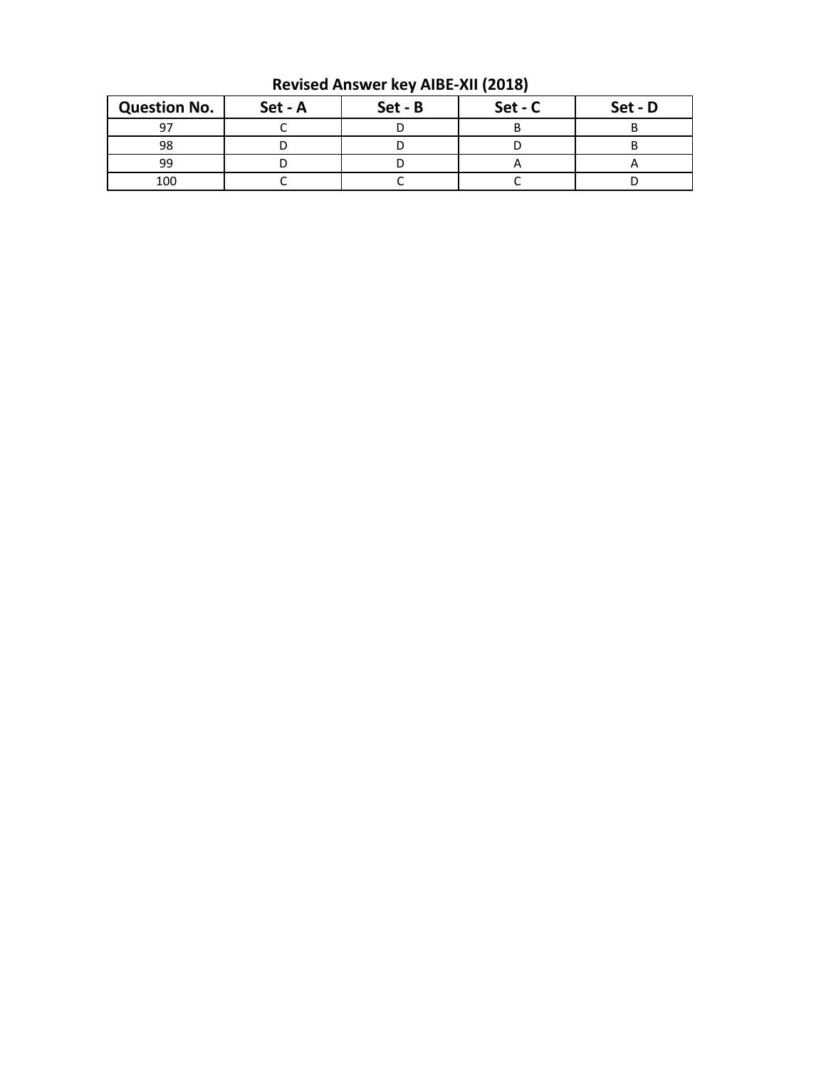**Revised Answer key AIBE-XII (2018)**

| Question No. | Set - A | Set - B | Set - C | Set - D |
|---|---|---|---|---|
| 97 | C | D | B | B |
| 98 | D | D | D | B |
| 99 | D | D | A | A |
| 100 | C | C | C | D |